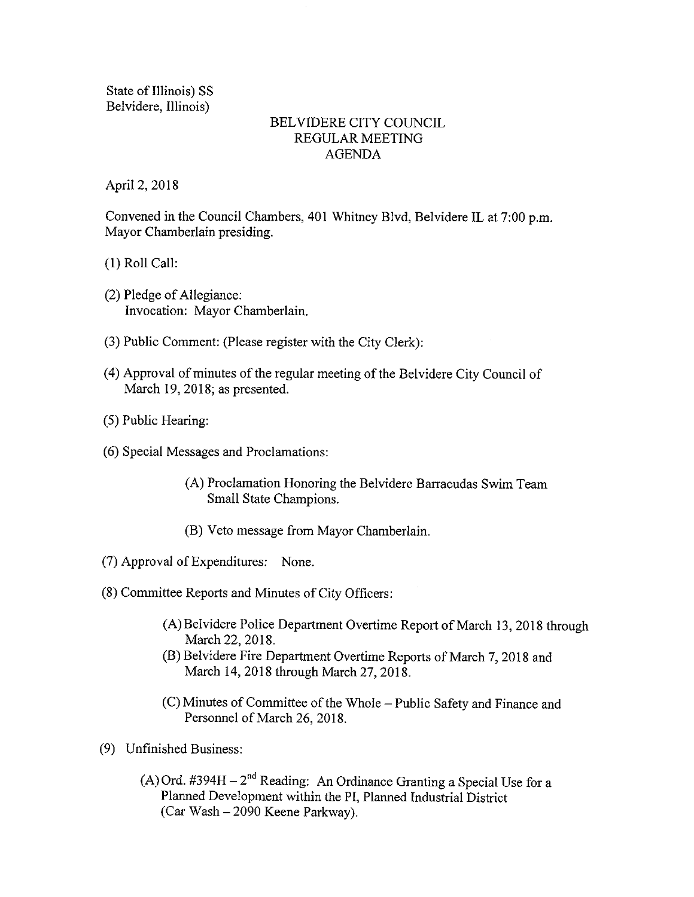State of Illinois) SS
Belvidere, Illinois)

# BELVIDERE CITY COUNCIL
## REGULAR MEETING
## AGENDA

April 2, 2018

Convened in the Council Chambers, 401 Whitney Blvd, Belvidere IL at 7:00 p.m.
Mayor Chamberlain presiding.

(1) Roll Call:

(2) Pledge of Allegiance:
Invocation: Mayor Chamberlain.

(3) Public Comment: (Please register with the City Clerk):

(4) Approval of minutes of the regular meeting of the Belvidere City Council of March 19, 2018; as presented.

(5) Public Hearing:

(6) Special Messages and Proclamations:

(A) Proclamation Honoring the Belvidere Barracudas Swim Team Small State Champions.

(B) Veto message from Mayor Chamberlain.

(7) Approval of Expenditures: None.

(8) Committee Reports and Minutes of City Officers:

(A) Belvidere Police Department Overtime Report of March 13, 2018 through March 22, 2018.

(B) Belvidere Fire Department Overtime Reports of March 7, 2018 and March 14, 2018 through March 27, 2018.

(C) Minutes of Committee of the Whole – Public Safety and Finance and Personnel of March 26, 2018.

(9) Unfinished Business:

(A) Ord. #394H – 2nd Reading: An Ordinance Granting a Special Use for a Planned Development within the PI, Planned Industrial District (Car Wash – 2090 Keene Parkway).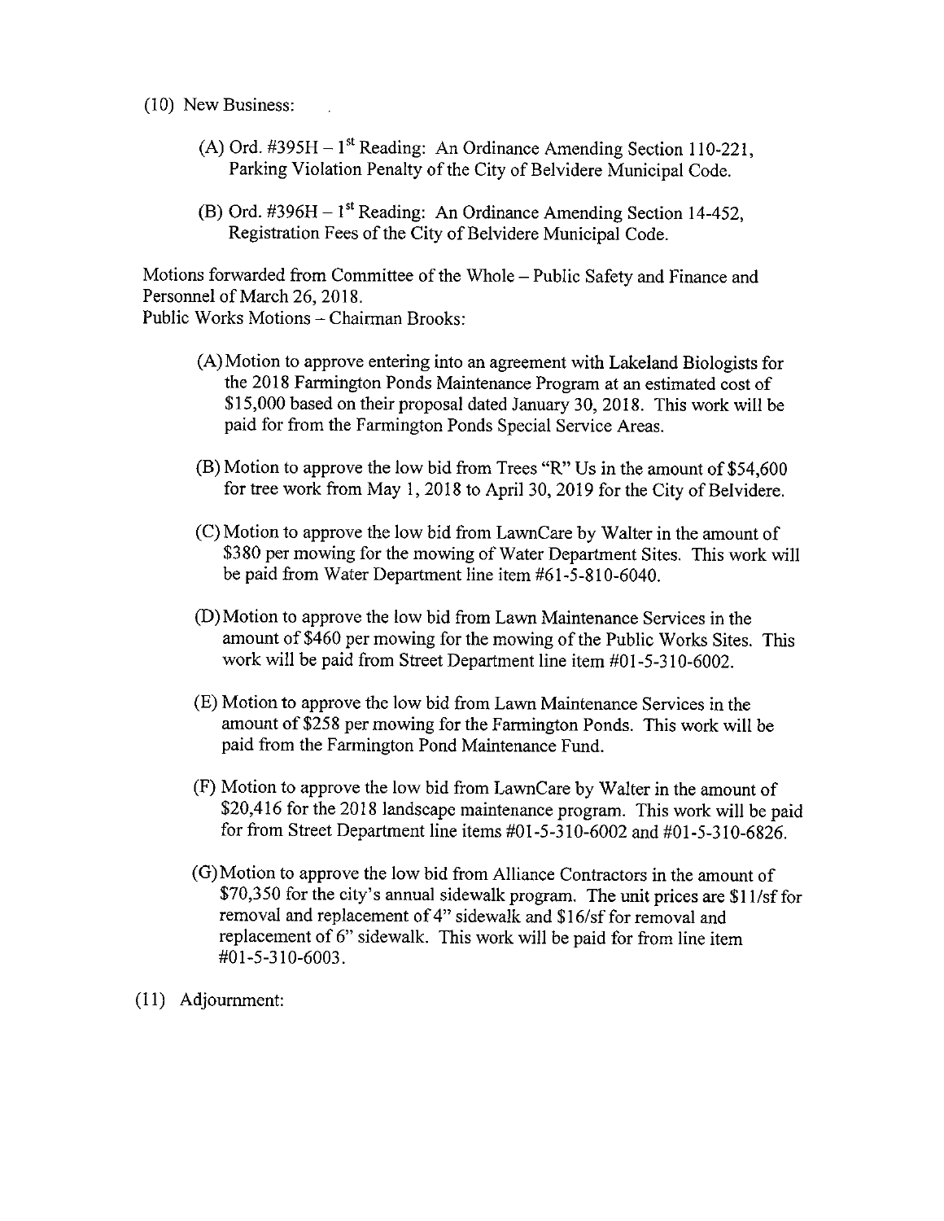(10) New Business:

(A) Ord. #395H – 1st Reading: An Ordinance Amending Section 110-221, Parking Violation Penalty of the City of Belvidere Municipal Code.

(B) Ord. #396H – 1st Reading: An Ordinance Amending Section 14-452, Registration Fees of the City of Belvidere Municipal Code.

Motions forwarded from Committee of the Whole – Public Safety and Finance and Personnel of March 26, 2018.
Public Works Motions – Chairman Brooks:

(A) Motion to approve entering into an agreement with Lakeland Biologists for the 2018 Farmington Ponds Maintenance Program at an estimated cost of $15,000 based on their proposal dated January 30, 2018. This work will be paid for from the Farmington Ponds Special Service Areas.

(B) Motion to approve the low bid from Trees "R" Us in the amount of $54,600 for tree work from May 1, 2018 to April 30, 2019 for the City of Belvidere.

(C) Motion to approve the low bid from LawnCare by Walter in the amount of $380 per mowing for the mowing of Water Department Sites. This work will be paid from Water Department line item #61-5-810-6040.

(D) Motion to approve the low bid from Lawn Maintenance Services in the amount of $460 per mowing for the mowing of the Public Works Sites. This work will be paid from Street Department line item #01-5-310-6002.

(E) Motion to approve the low bid from Lawn Maintenance Services in the amount of $258 per mowing for the Farmington Ponds. This work will be paid from the Farmington Pond Maintenance Fund.

(F) Motion to approve the low bid from LawnCare by Walter in the amount of $20,416 for the 2018 landscape maintenance program. This work will be paid for from Street Department line items #01-5-310-6002 and #01-5-310-6826.

(G) Motion to approve the low bid from Alliance Contractors in the amount of $70,350 for the city's annual sidewalk program. The unit prices are $11/sf for removal and replacement of 4" sidewalk and $16/sf for removal and replacement of 6" sidewalk. This work will be paid for from line item #01-5-310-6003.

(11) Adjournment: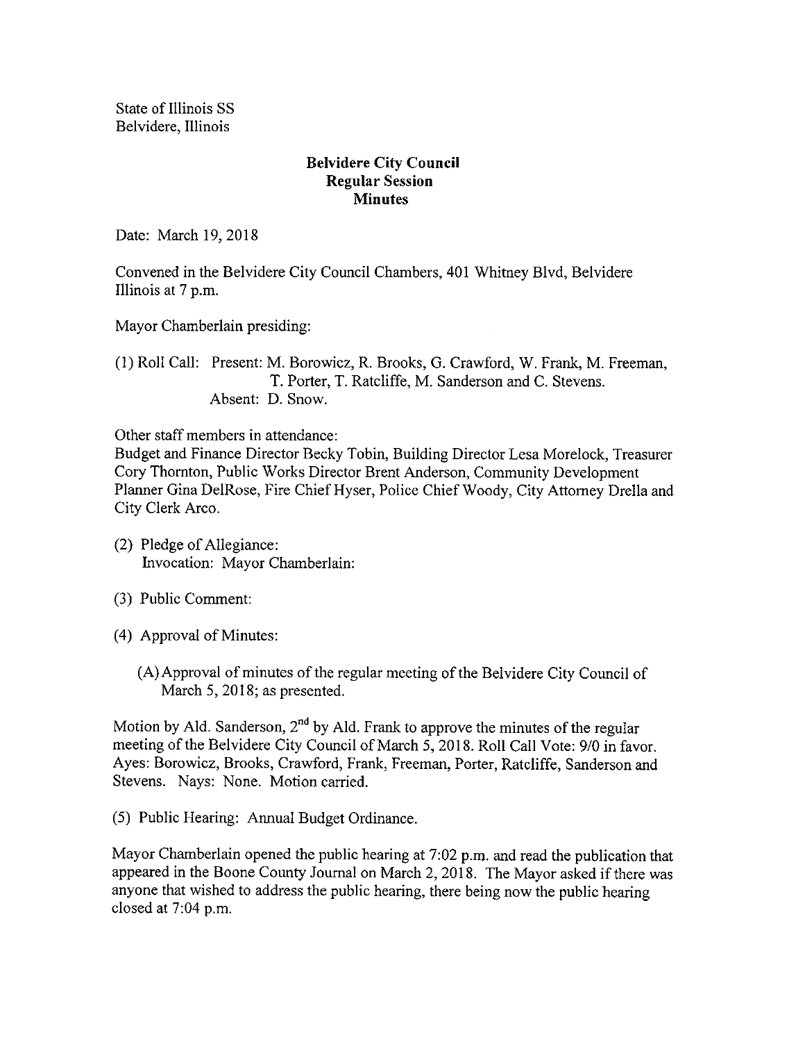State of Illinois SS
Belvidere, Illinois

**Belvidere City Council**
**Regular Session**
**Minutes**

Date: March 19, 2018

Convened in the Belvidere City Council Chambers, 401 Whitney Blvd, Belvidere Illinois at 7 p.m.

Mayor Chamberlain presiding:

(1) Roll Call: Present: M. Borowicz, R. Brooks, G. Crawford, W. Frank, M. Freeman, T. Porter, T. Ratcliffe, M. Sanderson and C. Stevens.
Absent: D. Snow.

Other staff members in attendance:
Budget and Finance Director Becky Tobin, Building Director Lesa Morelock, Treasurer Cory Thornton, Public Works Director Brent Anderson, Community Development Planner Gina DelRose, Fire Chief Hyser, Police Chief Woody, City Attorney Drella and City Clerk Arco.

(2) Pledge of Allegiance:
Invocation: Mayor Chamberlain:

(3) Public Comment:

(4) Approval of Minutes:

(A) Approval of minutes of the regular meeting of the Belvidere City Council of March 5, 2018; as presented.

Motion by Ald. Sanderson, 2nd by Ald. Frank to approve the minutes of the regular meeting of the Belvidere City Council of March 5, 2018. Roll Call Vote: 9/0 in favor. Ayes: Borowicz, Brooks, Crawford, Frank, Freeman, Porter, Ratcliffe, Sanderson and Stevens. Nays: None. Motion carried.

(5) Public Hearing: Annual Budget Ordinance.

Mayor Chamberlain opened the public hearing at 7:02 p.m. and read the publication that appeared in the Boone County Journal on March 2, 2018. The Mayor asked if there was anyone that wished to address the public hearing, there being now the public hearing closed at 7:04 p.m.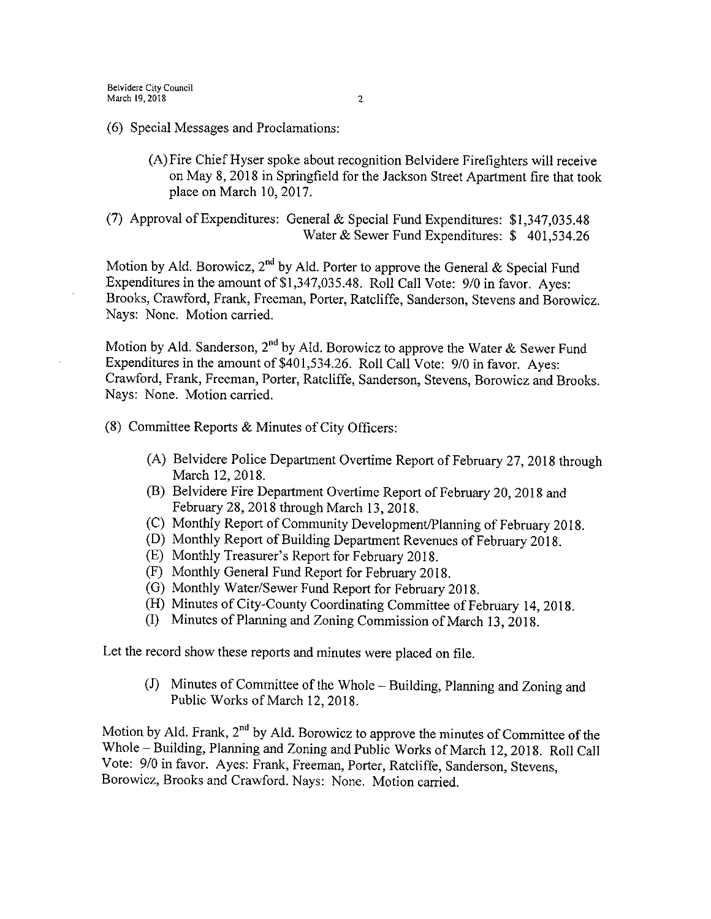(6) Special Messages and Proclamations:

(A) Fire Chief Hyser spoke about recognition Belvidere Firefighters will receive on May 8, 2018 in Springfield for the Jackson Street Apartment fire that took place on March 10, 2017.

(7) Approval of Expenditures: General & Special Fund Expenditures: $1,347,035.48
Water & Sewer Fund Expenditures: $ 401,534.26

Motion by Ald. Borowicz, 2nd by Ald. Porter to approve the General & Special Fund Expenditures in the amount of $1,347,035.48. Roll Call Vote: 9/0 in favor. Ayes: Brooks, Crawford, Frank, Freeman, Porter, Ratcliffe, Sanderson, Stevens and Borowicz. Nays: None. Motion carried.

Motion by Ald. Sanderson, 2nd by Ald. Borowicz to approve the Water & Sewer Fund Expenditures in the amount of $401,534.26. Roll Call Vote: 9/0 in favor. Ayes: Crawford, Frank, Freeman, Porter, Ratcliffe, Sanderson, Stevens, Borowicz and Brooks. Nays: None. Motion carried.

(8) Committee Reports & Minutes of City Officers:

(A) Belvidere Police Department Overtime Report of February 27, 2018 through March 12, 2018.
(B) Belvidere Fire Department Overtime Report of February 20, 2018 and February 28, 2018 through March 13, 2018.
(C) Monthly Report of Community Development/Planning of February 2018.
(D) Monthly Report of Building Department Revenues of February 2018.
(E) Monthly Treasurer's Report for February 2018.
(F) Monthly General Fund Report for February 2018.
(G) Monthly Water/Sewer Fund Report for February 2018.
(H) Minutes of City-County Coordinating Committee of February 14, 2018.
(I) Minutes of Planning and Zoning Commission of March 13, 2018.

Let the record show these reports and minutes were placed on file.

(J) Minutes of Committee of the Whole – Building, Planning and Zoning and Public Works of March 12, 2018.

Motion by Ald. Frank, 2nd by Ald. Borowicz to approve the minutes of Committee of the Whole – Building, Planning and Zoning and Public Works of March 12, 2018. Roll Call Vote: 9/0 in favor. Ayes: Frank, Freeman, Porter, Ratcliffe, Sanderson, Stevens, Borowicz, Brooks and Crawford. Nays: None. Motion carried.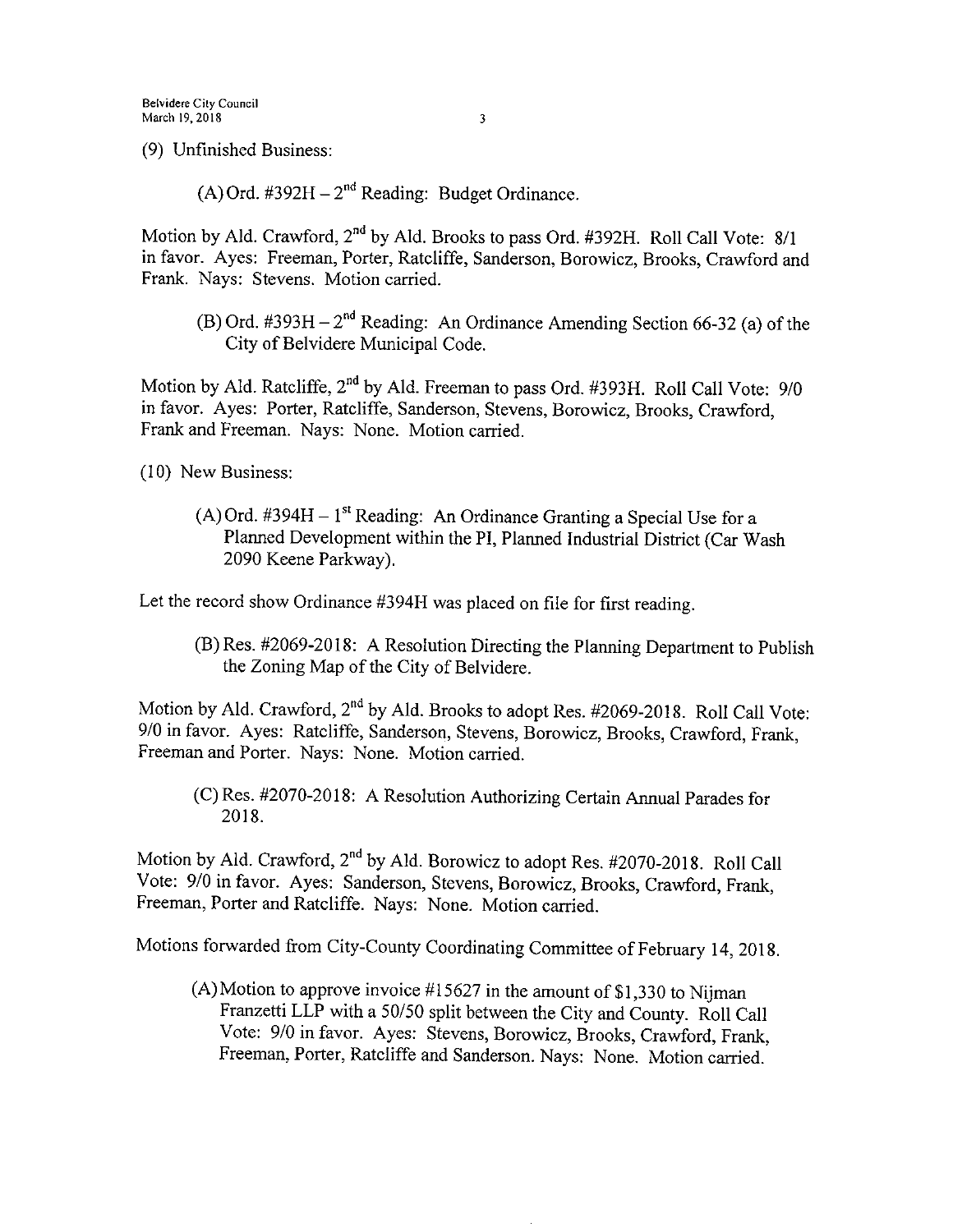(9) Unfinished Business:

(A) Ord. #392H – 2[nd] Reading: Budget Ordinance.

Motion by Ald. Crawford, 2[nd] by Ald. Brooks to pass Ord. #392H. Roll Call Vote: 8/1 in favor. Ayes: Freeman, Porter, Ratcliffe, Sanderson, Borowicz, Brooks, Crawford and Frank. Nays: Stevens. Motion carried.

(B) Ord. #393H – 2[nd] Reading: An Ordinance Amending Section 66-32 (a) of the City of Belvidere Municipal Code.

Motion by Ald. Ratcliffe, 2[nd] by Ald. Freeman to pass Ord. #393H. Roll Call Vote: 9/0 in favor. Ayes: Porter, Ratcliffe, Sanderson, Stevens, Borowicz, Brooks, Crawford, Frank and Freeman. Nays: None. Motion carried.

(10) New Business:

(A) Ord. #394H – 1[st] Reading: An Ordinance Granting a Special Use for a Planned Development within the PI, Planned Industrial District (Car Wash 2090 Keene Parkway).

Let the record show Ordinance #394H was placed on file for first reading.

(B) Res. #2069-2018: A Resolution Directing the Planning Department to Publish the Zoning Map of the City of Belvidere.

Motion by Ald. Crawford, 2[nd] by Ald. Brooks to adopt Res. #2069-2018. Roll Call Vote: 9/0 in favor. Ayes: Ratcliffe, Sanderson, Stevens, Borowicz, Brooks, Crawford, Frank, Freeman and Porter. Nays: None. Motion carried.

(C) Res. #2070-2018: A Resolution Authorizing Certain Annual Parades for 2018.

Motion by Ald. Crawford, 2[nd] by Ald. Borowicz to adopt Res. #2070-2018. Roll Call Vote: 9/0 in favor. Ayes: Sanderson, Stevens, Borowicz, Brooks, Crawford, Frank, Freeman, Porter and Ratcliffe. Nays: None. Motion carried.

Motions forwarded from City-County Coordinating Committee of February 14, 2018.

(A) Motion to approve invoice #15627 in the amount of $1,330 to Nijman Franzetti LLP with a 50/50 split between the City and County. Roll Call Vote: 9/0 in favor. Ayes: Stevens, Borowicz, Brooks, Crawford, Frank, Freeman, Porter, Ratcliffe and Sanderson. Nays: None. Motion carried.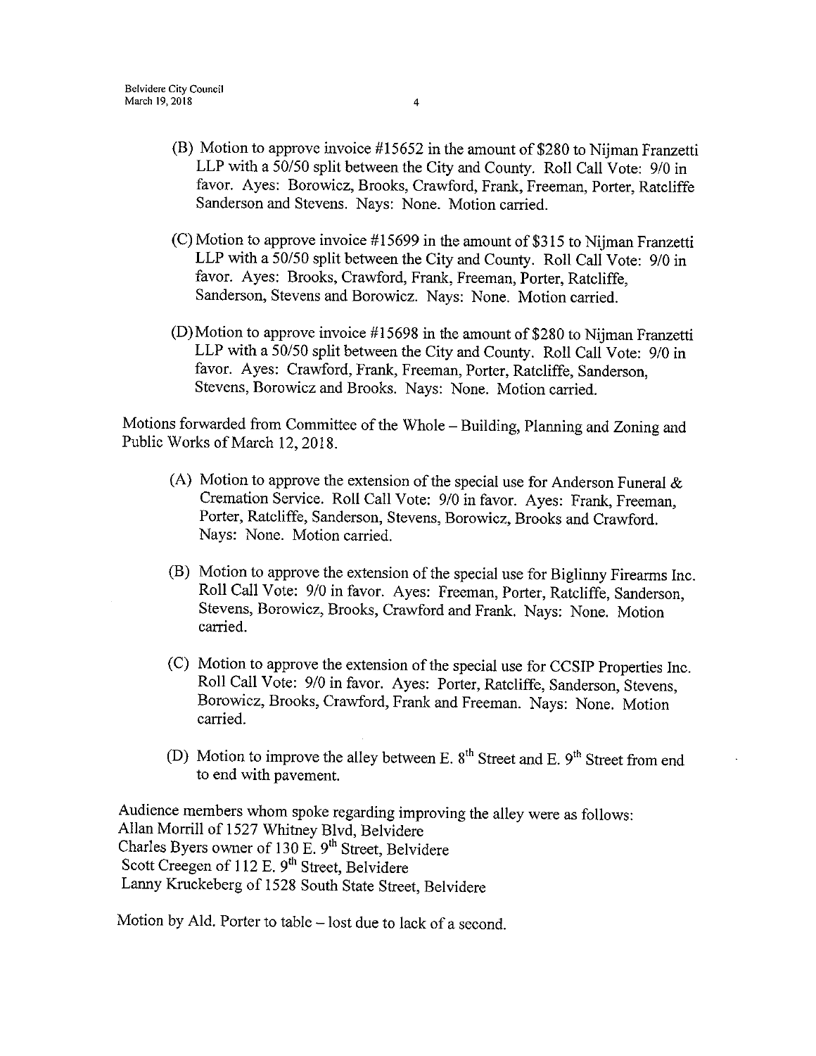(B) Motion to approve invoice #15652 in the amount of $280 to Nijman Franzetti LLP with a 50/50 split between the City and County. Roll Call Vote: 9/0 in favor. Ayes: Borowicz, Brooks, Crawford, Frank, Freeman, Porter, Ratcliffe Sanderson and Stevens. Nays: None. Motion carried.

(C) Motion to approve invoice #15699 in the amount of $315 to Nijman Franzetti LLP with a 50/50 split between the City and County. Roll Call Vote: 9/0 in favor. Ayes: Brooks, Crawford, Frank, Freeman, Porter, Ratcliffe, Sanderson, Stevens and Borowicz. Nays: None. Motion carried.

(D) Motion to approve invoice #15698 in the amount of $280 to Nijman Franzetti LLP with a 50/50 split between the City and County. Roll Call Vote: 9/0 in favor. Ayes: Crawford, Frank, Freeman, Porter, Ratcliffe, Sanderson, Stevens, Borowicz and Brooks. Nays: None. Motion carried.

Motions forwarded from Committee of the Whole – Building, Planning and Zoning and Public Works of March 12, 2018.

(A) Motion to approve the extension of the special use for Anderson Funeral & Cremation Service. Roll Call Vote: 9/0 in favor. Ayes: Frank, Freeman, Porter, Ratcliffe, Sanderson, Stevens, Borowicz, Brooks and Crawford. Nays: None. Motion carried.

(B) Motion to approve the extension of the special use for Biglinny Firearms Inc. Roll Call Vote: 9/0 in favor. Ayes: Freeman, Porter, Ratcliffe, Sanderson, Stevens, Borowicz, Brooks, Crawford and Frank. Nays: None. Motion carried.

(C) Motion to approve the extension of the special use for CCSIP Properties Inc. Roll Call Vote: 9/0 in favor. Ayes: Porter, Ratcliffe, Sanderson, Stevens, Borowicz, Brooks, Crawford, Frank and Freeman. Nays: None. Motion carried.

(D) Motion to improve the alley between E. 8th Street and E. 9th Street from end to end with pavement.

Audience members whom spoke regarding improving the alley were as follows:
Allan Morrill of 1527 Whitney Blvd, Belvidere
Charles Byers owner of 130 E. 9th Street, Belvidere
Scott Creegen of 112 E. 9th Street, Belvidere
Lanny Kruckeberg of 1528 South State Street, Belvidere

Motion by Ald. Porter to table – lost due to lack of a second.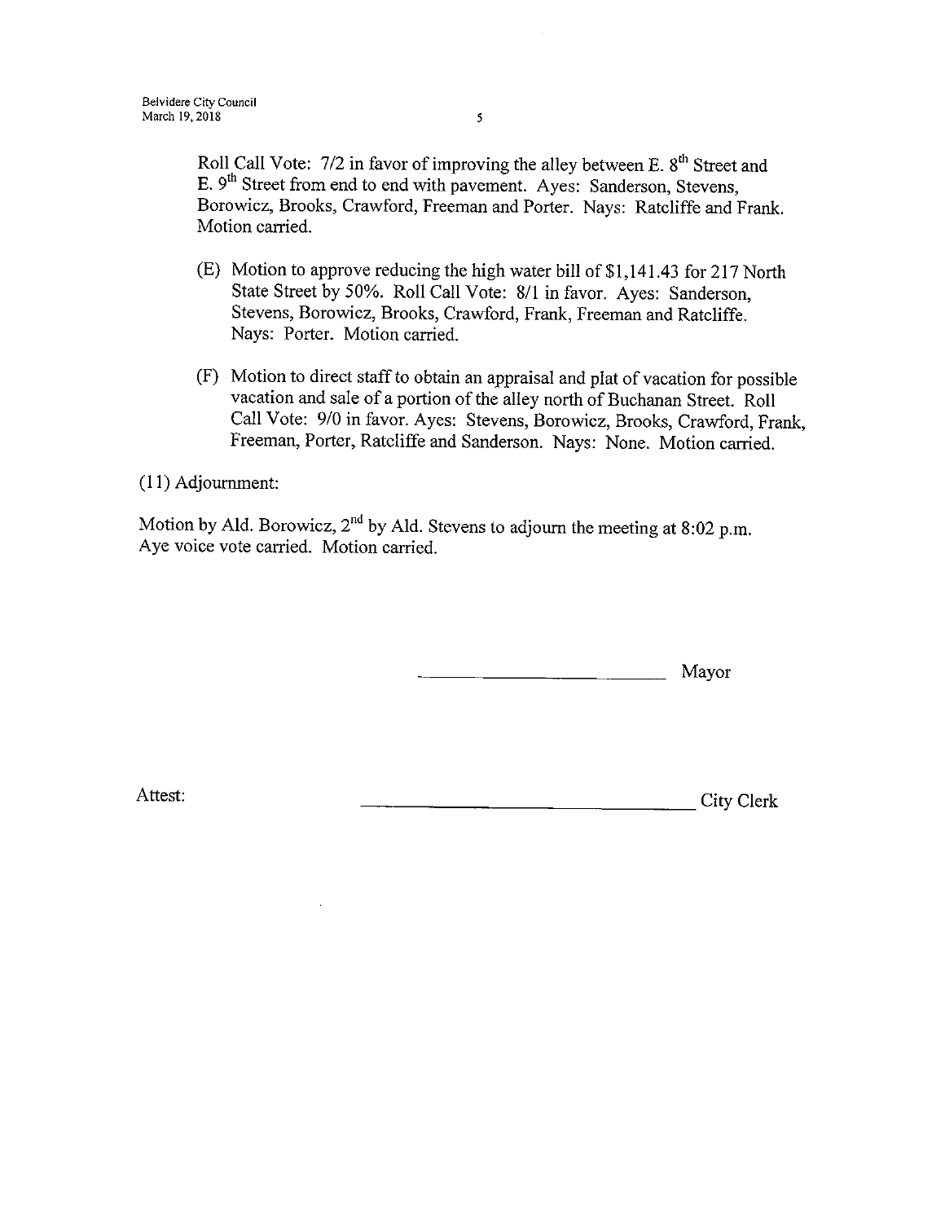Roll Call Vote: 7/2 in favor of improving the alley between E. 8th Street and E. 9th Street from end to end with pavement. Ayes: Sanderson, Stevens, Borowicz, Brooks, Crawford, Freeman and Porter. Nays: Ratcliffe and Frank. Motion carried.

(E) Motion to approve reducing the high water bill of $1,141.43 for 217 North State Street by 50%. Roll Call Vote: 8/1 in favor. Ayes: Sanderson, Stevens, Borowicz, Brooks, Crawford, Frank, Freeman and Ratcliffe. Nays: Porter. Motion carried.

(F) Motion to direct staff to obtain an appraisal and plat of vacation for possible vacation and sale of a portion of the alley north of Buchanan Street. Roll Call Vote: 9/0 in favor. Ayes: Stevens, Borowicz, Brooks, Crawford, Frank, Freeman, Porter, Ratcliffe and Sanderson. Nays: None. Motion carried.

(11) Adjournment:

Motion by Ald. Borowicz, 2nd by Ald. Stevens to adjourn the meeting at 8:02 p.m. Aye voice vote carried. Motion carried.

\_\_\_\_\_\_\_\_\_\_\_\_\_\_\_\_\_\_\_\_\_\_\_\_\_\_ Mayor

Attest: \_\_\_\_\_\_\_\_\_\_\_\_\_\_\_\_\_\_\_\_\_\_\_\_\_\_\_\_\_\_\_\_\_\_ City Clerk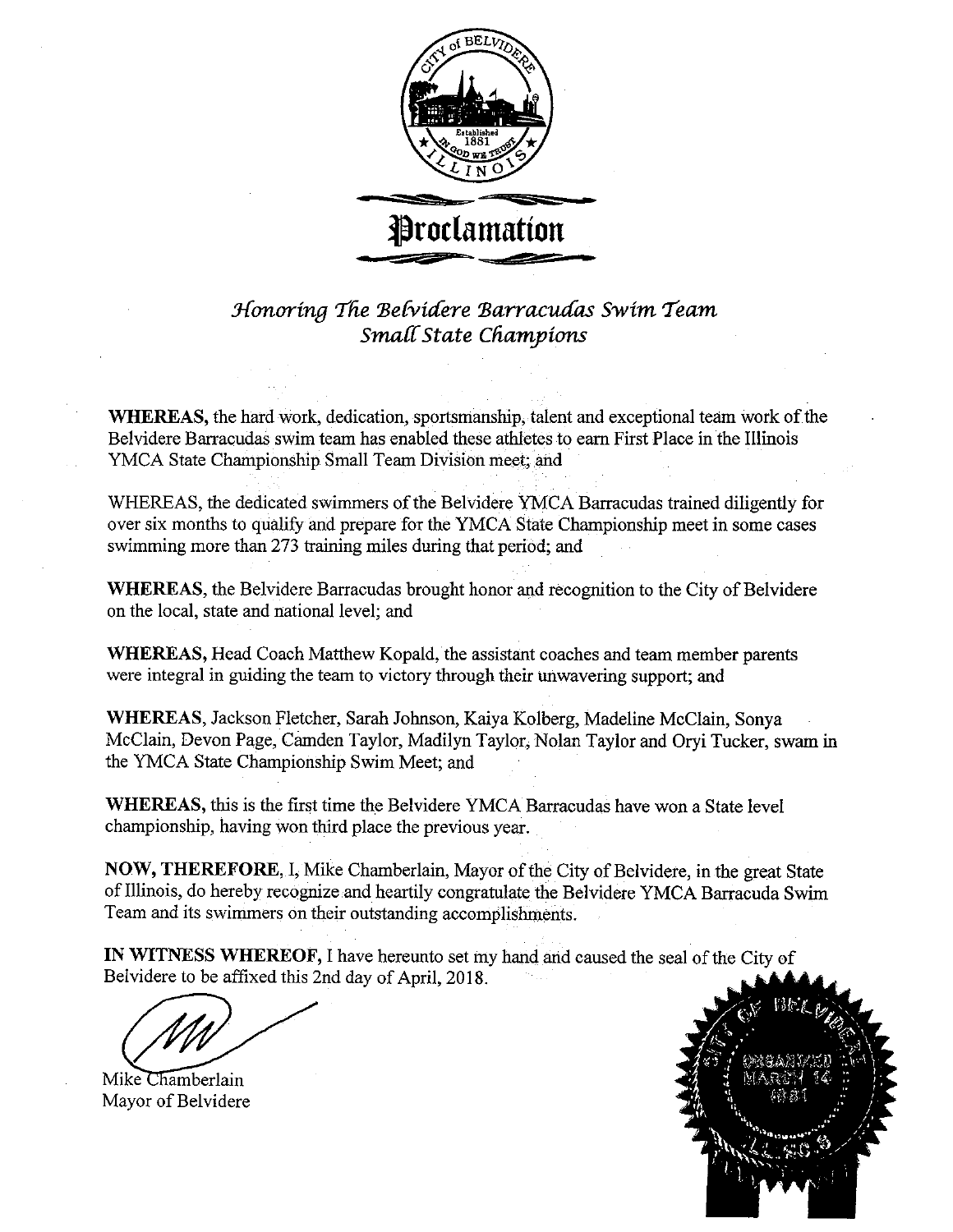# Proclamation

*Honoring The Belvidere Barracudas Swim Team*
*Small State Champions*

**WHEREAS,** the hard work, dedication, sportsmanship, talent and exceptional team work of the Belvidere Barracudas swim team has enabled these athletes to earn First Place in the Illinois YMCA State Championship Small Team Division meet; and

WHEREAS, the dedicated swimmers of the Belvidere YMCA Barracudas trained diligently for over six months to qualify and prepare for the YMCA State Championship meet in some cases swimming more than 273 training miles during that period; and

**WHEREAS,** the Belvidere Barracudas brought honor and recognition to the City of Belvidere on the local, state and national level; and

**WHEREAS,** Head Coach Matthew Kopald, the assistant coaches and team member parents were integral in guiding the team to victory through their unwavering support; and

**WHEREAS,** Jackson Fletcher, Sarah Johnson, Kaiya Kolberg, Madeline McClain, Sonya McClain, Devon Page, Camden Taylor, Madilyn Taylor, Nolan Taylor and Oryi Tucker, swam in the YMCA State Championship Swim Meet; and

**WHEREAS,** this is the first time the Belvidere YMCA Barracudas have won a State level championship, having won third place the previous year.

**NOW, THEREFORE,** I, Mike Chamberlain, Mayor of the City of Belvidere, in the great State of Illinois, do hereby recognize and heartily congratulate the Belvidere YMCA Barracuda Swim Team and its swimmers on their outstanding accomplishments.

**IN WITNESS WHEREOF,** I have hereunto set my hand and caused the seal of the City of Belvidere to be affixed this 2nd day of April, 2018.

Mike Chamberlain
Mayor of Belvidere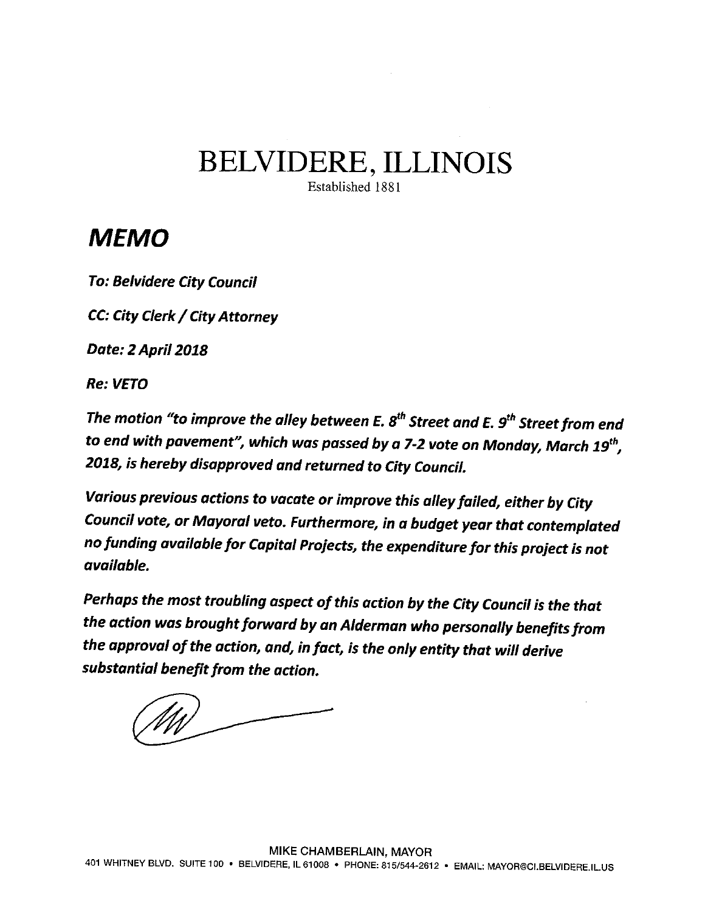# BELVIDERE, ILLINOIS

Established 1881

## *MEMO*

***To: Belvidere City Council***

***CC: City Clerk / City Attorney***

***Date: 2 April 2018***

***Re: VETO***

***The motion "to improve the alley between E. 8th Street and E. 9th Street from end to end with pavement", which was passed by a 7-2 vote on Monday, March 19th, 2018, is hereby disapproved and returned to City Council.***

***Various previous actions to vacate or improve this alley failed, either by City Council vote, or Mayoral veto. Furthermore, in a budget year that contemplated no funding available for Capital Projects, the expenditure for this project is not available.***

***Perhaps the most troubling aspect of this action by the City Council is the that the action was brought forward by an Alderman who personally benefits from the approval of the action, and, in fact, is the only entity that will derive substantial benefit from the action.***

MIKE CHAMBERLAIN, MAYOR

401 WHITNEY BLVD. SUITE 100 • BELVIDERE, IL 61008 • PHONE: 815/544-2612 • EMAIL: MAYOR@CI.BELVIDERE.IL.US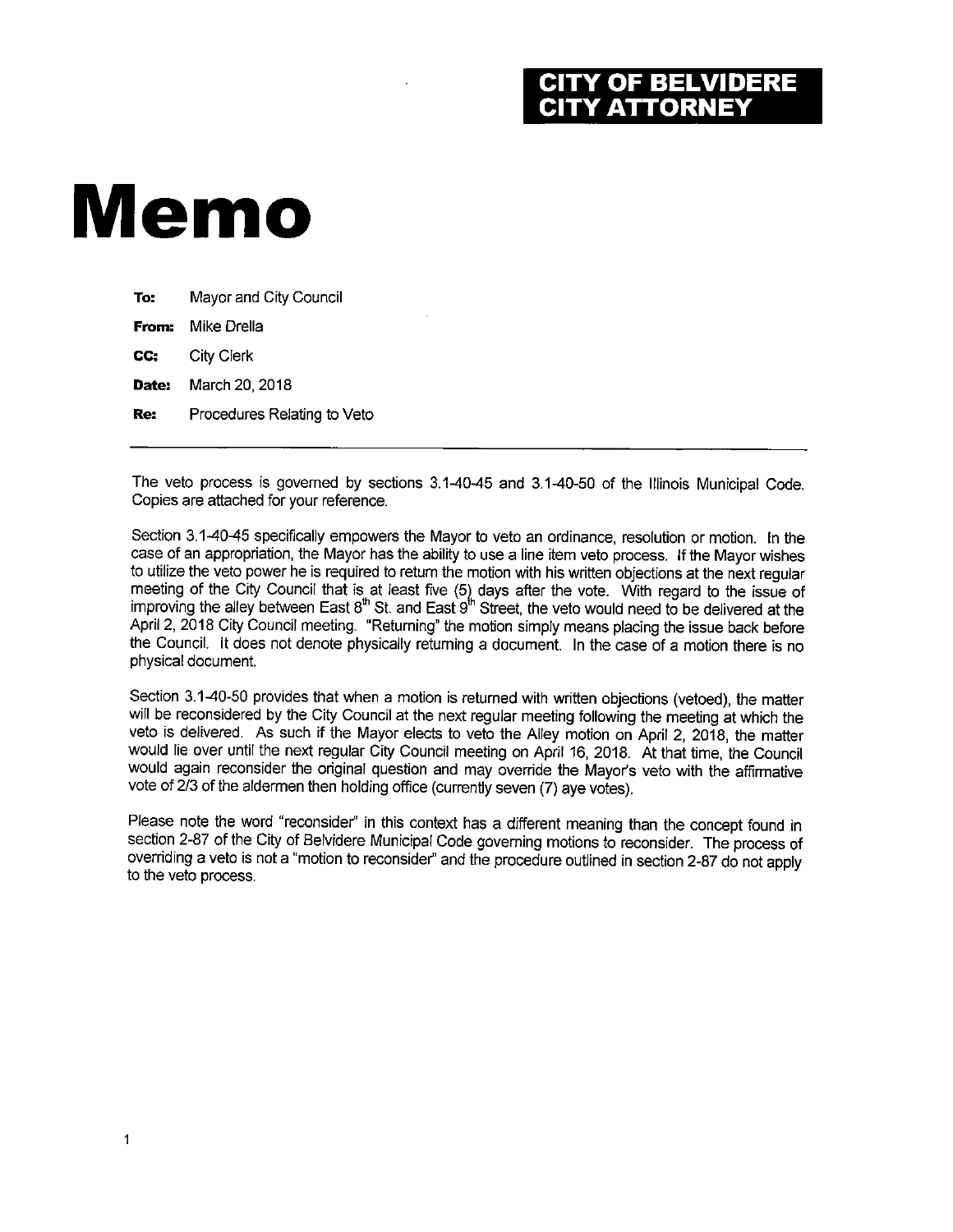**CITY OF BELVIDERE**
**CITY ATTORNEY**

# Memo

**To:** Mayor and City Council

**From:** Mike Drella

**CC:** City Clerk

**Date:** March 20, 2018

**Re:** Procedures Relating to Veto

---

The veto process is governed by sections 3.1-40-45 and 3.1-40-50 of the Illinois Municipal Code. Copies are attached for your reference.

Section 3.1-40-45 specifically empowers the Mayor to veto an ordinance, resolution or motion. In the case of an appropriation, the Mayor has the ability to use a line item veto process. If the Mayor wishes to utilize the veto power he is required to return the motion with his written objections at the next regular meeting of the City Council that is at least five (5) days after the vote. With regard to the issue of improving the alley between East 8th St. and East 9th Street, the veto would need to be delivered at the April 2, 2018 City Council meeting. "Returning" the motion simply means placing the issue back before the Council. It does not denote physically returning a document. In the case of a motion there is no physical document.

Section 3.1-40-50 provides that when a motion is returned with written objections (vetoed), the matter will be reconsidered by the City Council at the next regular meeting following the meeting at which the veto is delivered. As such if the Mayor elects to veto the Alley motion on April 2, 2018, the matter would lie over until the next regular City Council meeting on April 16, 2018. At that time, the Council would again reconsider the original question and may override the Mayor's veto with the affirmative vote of 2/3 of the aldermen then holding office (currently seven (7) aye votes).

Please note the word "reconsider" in this context has a different meaning than the concept found in section 2-87 of the City of Belvidere Municipal Code governing motions to reconsider. The process of overriding a veto is not a "motion to reconsider" and the procedure outlined in section 2-87 do not apply to the veto process.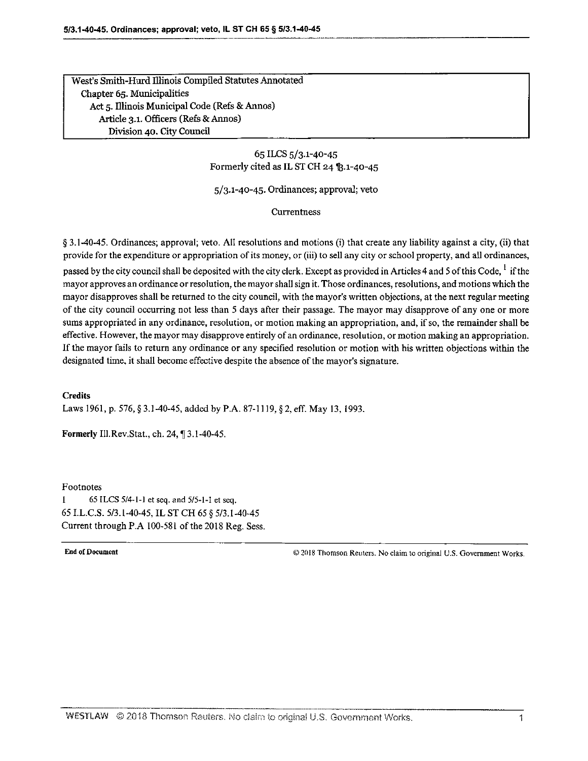West's Smith-Hurd Illinois Compiled Statutes Annotated
Chapter 65. Municipalities
Act 5. Illinois Municipal Code (Refs & Annos)
Article 3.1. Officers (Refs & Annos)
Division 40. City Council

65 ILCS 5/3.1-40-45
Formerly cited as IL ST CH 24 ¶3.1-40-45

## 5/3.1-40-45. Ordinances; approval; veto

Currentness

§ 3.1-40-45. Ordinances; approval; veto. All resolutions and motions (i) that create any liability against a city, (ii) that provide for the expenditure or appropriation of its money, or (iii) to sell any city or school property, and all ordinances, passed by the city council shall be deposited with the city clerk. Except as provided in Articles 4 and 5 of this Code, [1] if the mayor approves an ordinance or resolution, the mayor shall sign it. Those ordinances, resolutions, and motions which the mayor disapproves shall be returned to the city council, with the mayor's written objections, at the next regular meeting of the city council occurring not less than 5 days after their passage. The mayor may disapprove of any one or more sums appropriated in any ordinance, resolution, or motion making an appropriation, and, if so, the remainder shall be effective. However, the mayor may disapprove entirely of an ordinance, resolution, or motion making an appropriation. If the mayor fails to return any ordinance or any specified resolution or motion with his written objections within the designated time, it shall become effective despite the absence of the mayor's signature.

**Credits**

Laws 1961, p. 576, § 3.1-40-45, added by P.A. 87-1119, § 2, eff. May 13, 1993.

**Formerly** Ill.Rev.Stat., ch. 24, ¶ 3.1-40-45.

Footnotes

1 65 ILCS 5/4-1-1 et seq. and 5/5-1-1 et seq.

65 I.L.C.S. 5/3.1-40-45, IL ST CH 65 § 5/3.1-40-45
Current through P.A 100-581 of the 2018 Reg. Sess.

**End of Document** © 2018 Thomson Reuters. No claim to original U.S. Government Works.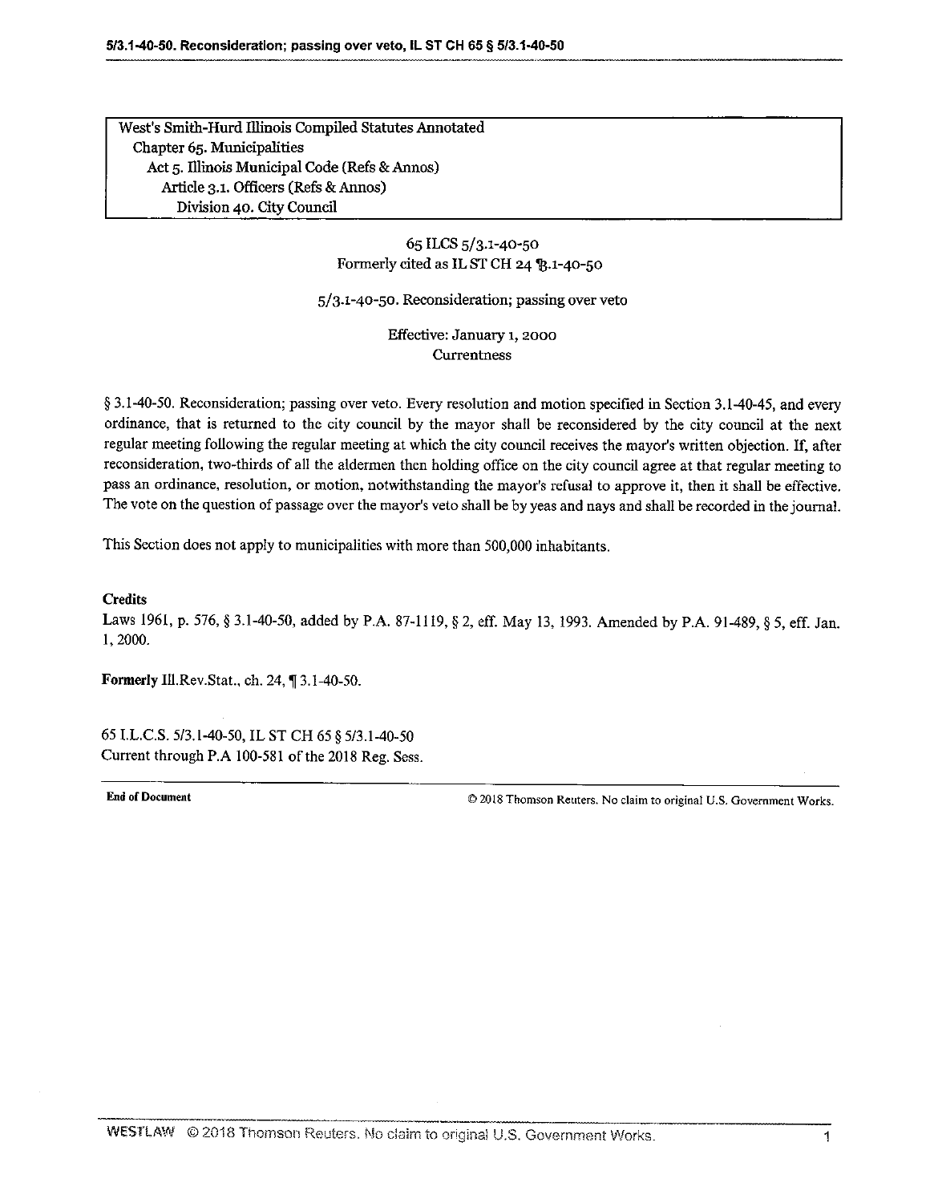West's Smith-Hurd Illinois Compiled Statutes Annotated
Chapter 65. Municipalities
Act 5. Illinois Municipal Code (Refs & Annos)
Article 3.1. Officers (Refs & Annos)
Division 40. City Council

65 ILCS 5/3.1-40-50
Formerly cited as IL ST CH 24 ¶3.1-40-50

5/3.1-40-50. Reconsideration; passing over veto

Effective: January 1, 2000
Currentness

§ 3.1-40-50. Reconsideration; passing over veto. Every resolution and motion specified in Section 3.1-40-45, and every ordinance, that is returned to the city council by the mayor shall be reconsidered by the city council at the next regular meeting following the regular meeting at which the city council receives the mayor's written objection. If, after reconsideration, two-thirds of all the aldermen then holding office on the city council agree at that regular meeting to pass an ordinance, resolution, or motion, notwithstanding the mayor's refusal to approve it, then it shall be effective. The vote on the question of passage over the mayor's veto shall be by yeas and nays and shall be recorded in the journal.

This Section does not apply to municipalities with more than 500,000 inhabitants.

**Credits**

Laws 1961, p. 576, § 3.1-40-50, added by P.A. 87-1119, § 2, eff. May 13, 1993. Amended by P.A. 91-489, § 5, eff. Jan. 1, 2000.

**Formerly** Ill.Rev.Stat., ch. 24, ¶ 3.1-40-50.

65 I.L.C.S. 5/3.1-40-50, IL ST CH 65 § 5/3.1-40-50
Current through P.A 100-581 of the 2018 Reg. Sess.

**End of Document** © 2018 Thomson Reuters. No claim to original U.S. Government Works.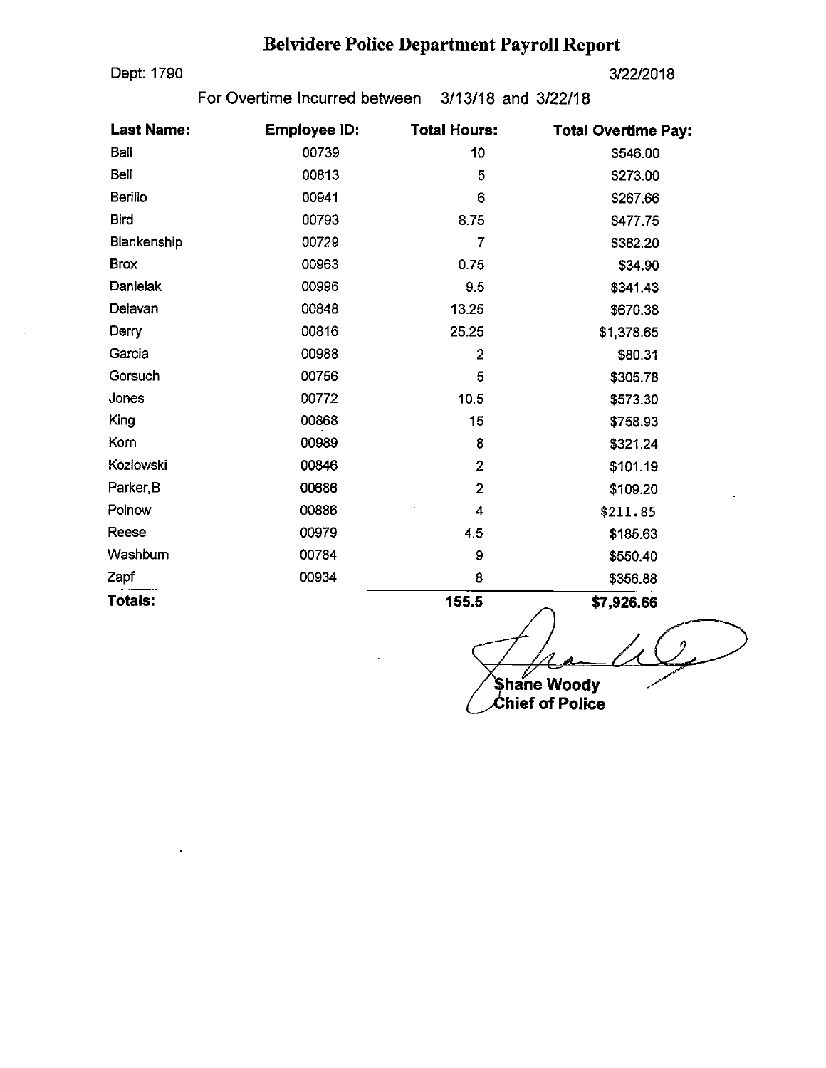# Belvidere Police Department Payroll Report

Dept: 1790

3/22/2018

For Overtime Incurred between 3/13/18 and 3/22/18

| Last Name: | Employee ID: | Total Hours: | Total Overtime Pay: |
|---|---|---|---|
| Ball | 00739 | 10 | $546.00 |
| Bell | 00813 | 5 | $273.00 |
| Berillo | 00941 | 6 | $267.66 |
| Bird | 00793 | 8.75 | $477.75 |
| Blankenship | 00729 | 7 | $382.20 |
| Brox | 00963 | 0.75 | $34.90 |
| Danielak | 00996 | 9.5 | $341.43 |
| Delavan | 00848 | 13.25 | $670.38 |
| Derry | 00816 | 25.25 | $1,378.65 |
| Garcia | 00988 | 2 | $80.31 |
| Gorsuch | 00756 | 5 | $305.78 |
| Jones | 00772 | 10.5 | $573.30 |
| King | 00868 | 15 | $758.93 |
| Korn | 00989 | 8 | $321.24 |
| Kozlowski | 00846 | 2 | $101.19 |
| Parker, B | 00686 | 2 | $109.20 |
| Polnow | 00886 | 4 | $211.85 |
| Reese | 00979 | 4.5 | $185.63 |
| Washburn | 00784 | 9 | $550.40 |
| Zapf | 00934 | 8 | $356.88 |
| **Totals:** | | **155.5** | **$7,926.66** |

Shane Woody
Chief of Police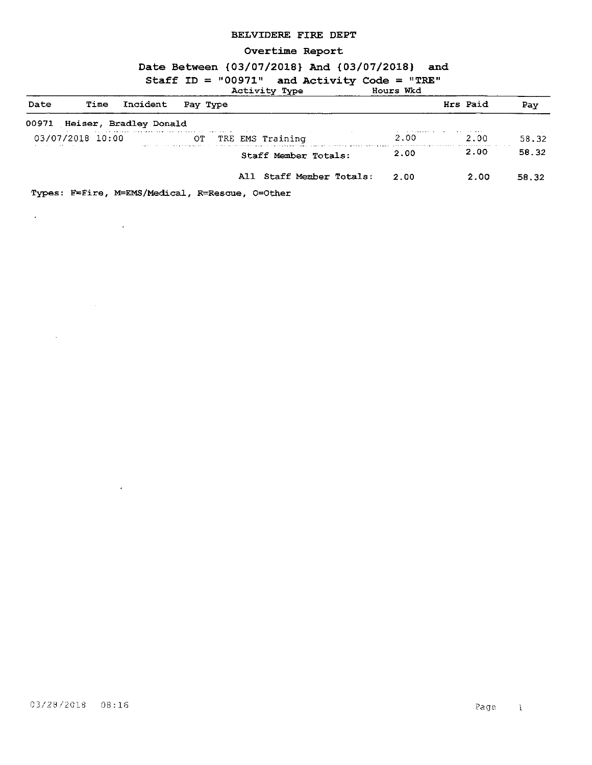# BELVIDERE FIRE DEPT

## Overtime Report

### Date Between {03/07/2018} And {03/07/2018} and

### Staff ID = "00971" and Activity Code = "TRE"

| Date | Time | Incident | Pay Type | Activity Type | Hours Wkd | Hrs Paid | Pay |
|---|---|---|---|---|---|---|---|
| 00971 Heiser, Bradley Donald | | | | | | | |
| 03/07/2018 | 10:00 | | OT | TRE EMS Training | 2.00 | 2.00 | 58.32 |
| | | | | Staff Member Totals: | 2.00 | 2.00 | 58.32 |
| | | | | All Staff Member Totals: | 2.00 | 2.00 | 58.32 |

Types: F=Fire, M=EMS/Medical, R=Rescue, O=Other

03/28/2018 08:16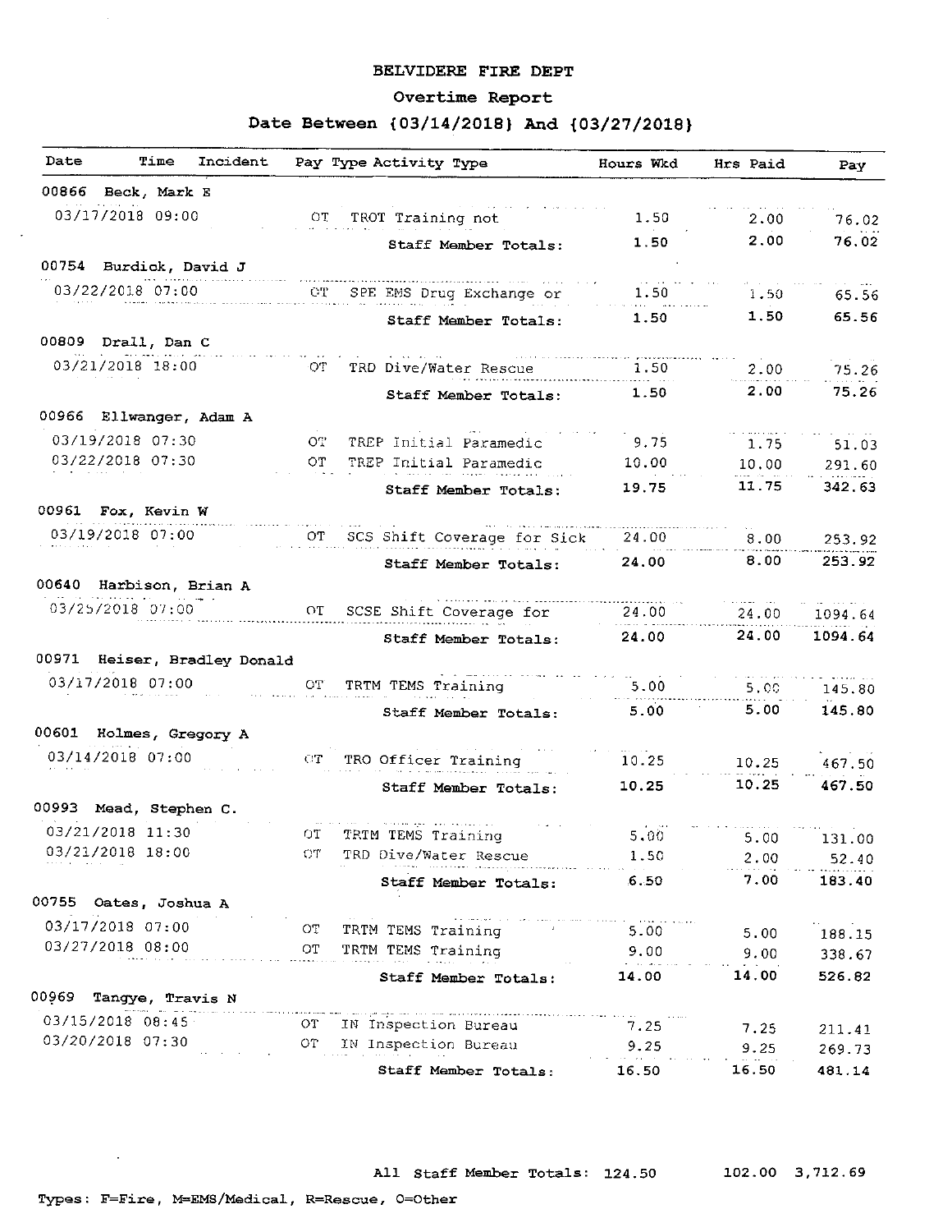# BELVIDERE FIRE DEPT

## Overtime Report

### Date Between {03/14/2018} And {03/27/2018}

| Date | Time | Incident | Pay Type | Activity Type | Hours Wkd | Hrs Paid | Pay |
|---|---|---|---|---|---|---|---|
| **00866 Beck, Mark E** | | | | | | | |
| 03/17/2018 | 09:00 | | OT | TROT Training not | 1.50 | 2.00 | 76.02 |
| | | | | Staff Member Totals: | 1.50 | 2.00 | 76.02 |
| **00754 Burdick, David J** | | | | | | | |
| 03/22/2018 | 07:00 | | OT | SPE EMS Drug Exchange or | 1.50 | 1.50 | 65.56 |
| | | | | Staff Member Totals: | 1.50 | 1.50 | 65.56 |
| **00809 Drall, Dan C** | | | | | | | |
| 03/21/2018 | 18:00 | | OT | TRD Dive/Water Rescue | 1.50 | 2.00 | 75.26 |
| | | | | Staff Member Totals: | 1.50 | 2.00 | 75.26 |
| **00966 Ellwanger, Adam A** | | | | | | | |
| 03/19/2018 | 07:30 | | OT | TREP Initial Paramedic | 9.75 | 1.75 | 51.03 |
| 03/22/2018 | 07:30 | | OT | TREP Initial Paramedic | 10.00 | 10.00 | 291.60 |
| | | | | Staff Member Totals: | 19.75 | 11.75 | 342.63 |
| **00961 Fox, Kevin W** | | | | | | | |
| 03/19/2018 | 07:00 | | OT | SCS Shift Coverage for Sick | 24.00 | 8.00 | 253.92 |
| | | | | Staff Member Totals: | 24.00 | 8.00 | 253.92 |
| **00640 Harbison, Brian A** | | | | | | | |
| 03/25/2018 | 07:00 | | OT | SCSE Shift Coverage for | 24.00 | 24.00 | 1094.64 |
| | | | | Staff Member Totals: | 24.00 | 24.00 | 1094.64 |
| **00971 Heiser, Bradley Donald** | | | | | | | |
| 03/17/2018 | 07:00 | | OT | TRTM TEMS Training | 5.00 | 5.00 | 145.80 |
| | | | | Staff Member Totals: | 5.00 | 5.00 | 145.80 |
| **00601 Holmes, Gregory A** | | | | | | | |
| 03/14/2018 | 07:00 | | OT | TRO Officer Training | 10.25 | 10.25 | 467.50 |
| | | | | Staff Member Totals: | 10.25 | 10.25 | 467.50 |
| **00993 Mead, Stephen C.** | | | | | | | |
| 03/21/2018 | 11:30 | | OT | TRTM TEMS Training | 5.00 | 5.00 | 131.00 |
| 03/21/2018 | 18:00 | | OT | TRD Dive/Water Rescue | 1.50 | 2.00 | 52.40 |
| | | | | Staff Member Totals: | 6.50 | 7.00 | 183.40 |
| **00755 Oates, Joshua A** | | | | | | | |
| 03/17/2018 | 07:00 | | OT | TRTM TEMS Training | 5.00 | 5.00 | 188.15 |
| 03/27/2018 | 08:00 | | OT | TRTM TEMS Training | 9.00 | 9.00 | 338.67 |
| | | | | Staff Member Totals: | 14.00 | 14.00 | 526.82 |
| **00969 Tangye, Travis N** | | | | | | | |
| 03/15/2018 | 08:45 | | OT | IN Inspection Bureau | 7.25 | 7.25 | 211.41 |
| 03/20/2018 | 07:30 | | OT | IN Inspection Bureau | 9.25 | 9.25 | 269.73 |
| | | | | Staff Member Totals: | 16.50 | 16.50 | 481.14 |
| | | | | **All Staff Member Totals:** | 124.50 | 102.00 | 3,712.69 |

Types: F=Fire, M=EMS/Medical, R=Rescue, O=Other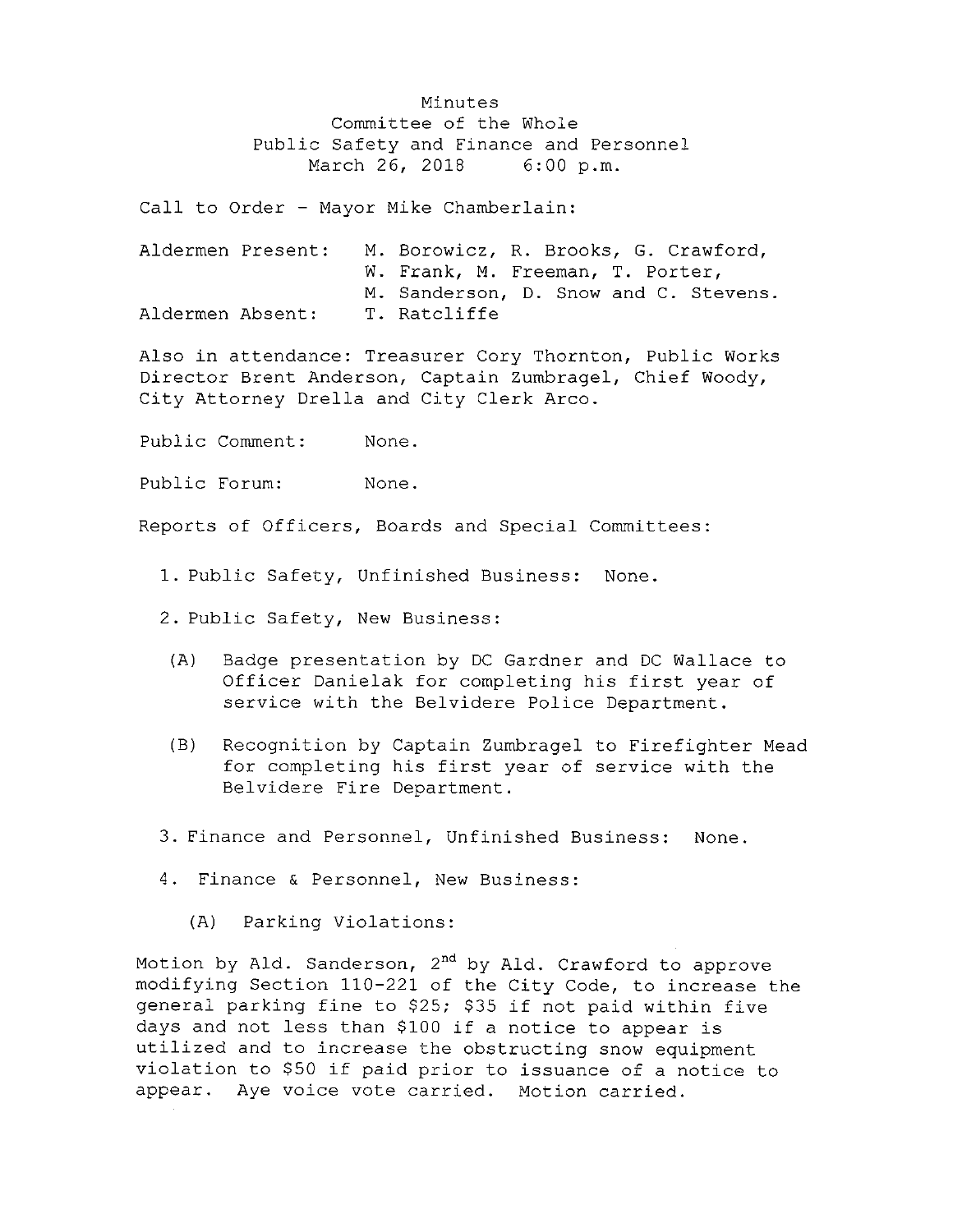Minutes
Committee of the Whole
Public Safety and Finance and Personnel
March 26, 2018 6:00 p.m.

Call to Order - Mayor Mike Chamberlain:

Aldermen Present: M. Borowicz, R. Brooks, G. Crawford, W. Frank, M. Freeman, T. Porter, M. Sanderson, D. Snow and C. Stevens.
Aldermen Absent: T. Ratcliffe

Also in attendance: Treasurer Cory Thornton, Public Works Director Brent Anderson, Captain Zumbragel, Chief Woody, City Attorney Drella and City Clerk Arco.

Public Comment: None.

Public Forum: None.

Reports of Officers, Boards and Special Committees:

1. Public Safety, Unfinished Business: None.

2. Public Safety, New Business:

   (A) Badge presentation by DC Gardner and DC Wallace to Officer Danielak for completing his first year of service with the Belvidere Police Department.

   (B) Recognition by Captain Zumbragel to Firefighter Mead for completing his first year of service with the Belvidere Fire Department.

3. Finance and Personnel, Unfinished Business: None.

4. Finance & Personnel, New Business:

   (A) Parking Violations:

Motion by Ald. Sanderson, 2nd by Ald. Crawford to approve modifying Section 110-221 of the City Code, to increase the general parking fine to $25; $35 if not paid within five days and not less than $100 if a notice to appear is utilized and to increase the obstructing snow equipment violation to $50 if paid prior to issuance of a notice to appear. Aye voice vote carried. Motion carried.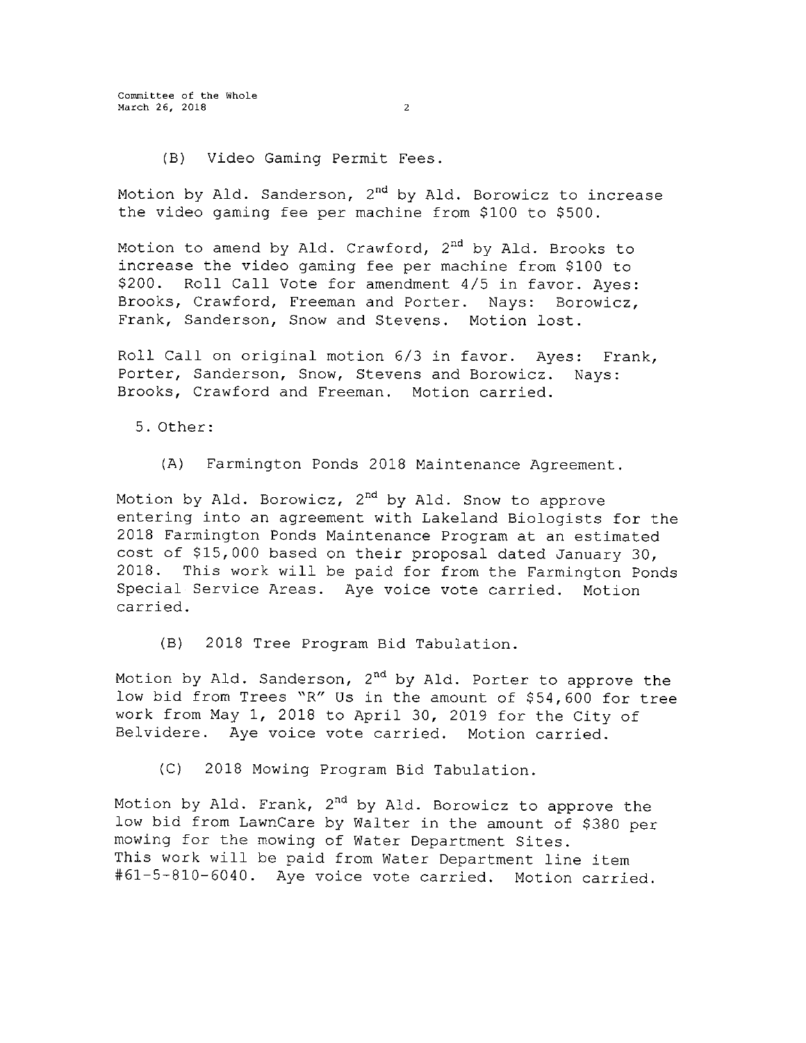(B) Video Gaming Permit Fees.

Motion by Ald. Sanderson, 2nd by Ald. Borowicz to increase the video gaming fee per machine from $100 to $500.

Motion to amend by Ald. Crawford, 2nd by Ald. Brooks to increase the video gaming fee per machine from $100 to $200. Roll Call Vote for amendment 4/5 in favor. Ayes: Brooks, Crawford, Freeman and Porter. Nays: Borowicz, Frank, Sanderson, Snow and Stevens. Motion lost.

Roll Call on original motion 6/3 in favor. Ayes: Frank, Porter, Sanderson, Snow, Stevens and Borowicz. Nays: Brooks, Crawford and Freeman. Motion carried.

5. Other:

(A) Farmington Ponds 2018 Maintenance Agreement.

Motion by Ald. Borowicz, 2nd by Ald. Snow to approve entering into an agreement with Lakeland Biologists for the 2018 Farmington Ponds Maintenance Program at an estimated cost of $15,000 based on their proposal dated January 30, 2018. This work will be paid for from the Farmington Ponds Special Service Areas. Aye voice vote carried. Motion carried.

(B) 2018 Tree Program Bid Tabulation.

Motion by Ald. Sanderson, 2nd by Ald. Porter to approve the low bid from Trees "R" Us in the amount of $54,600 for tree work from May 1, 2018 to April 30, 2019 for the City of Belvidere. Aye voice vote carried. Motion carried.

(C) 2018 Mowing Program Bid Tabulation.

Motion by Ald. Frank, 2nd by Ald. Borowicz to approve the low bid from LawnCare by Walter in the amount of $380 per mowing for the mowing of Water Department Sites.
This work will be paid from Water Department line item #61-5-810-6040. Aye voice vote carried. Motion carried.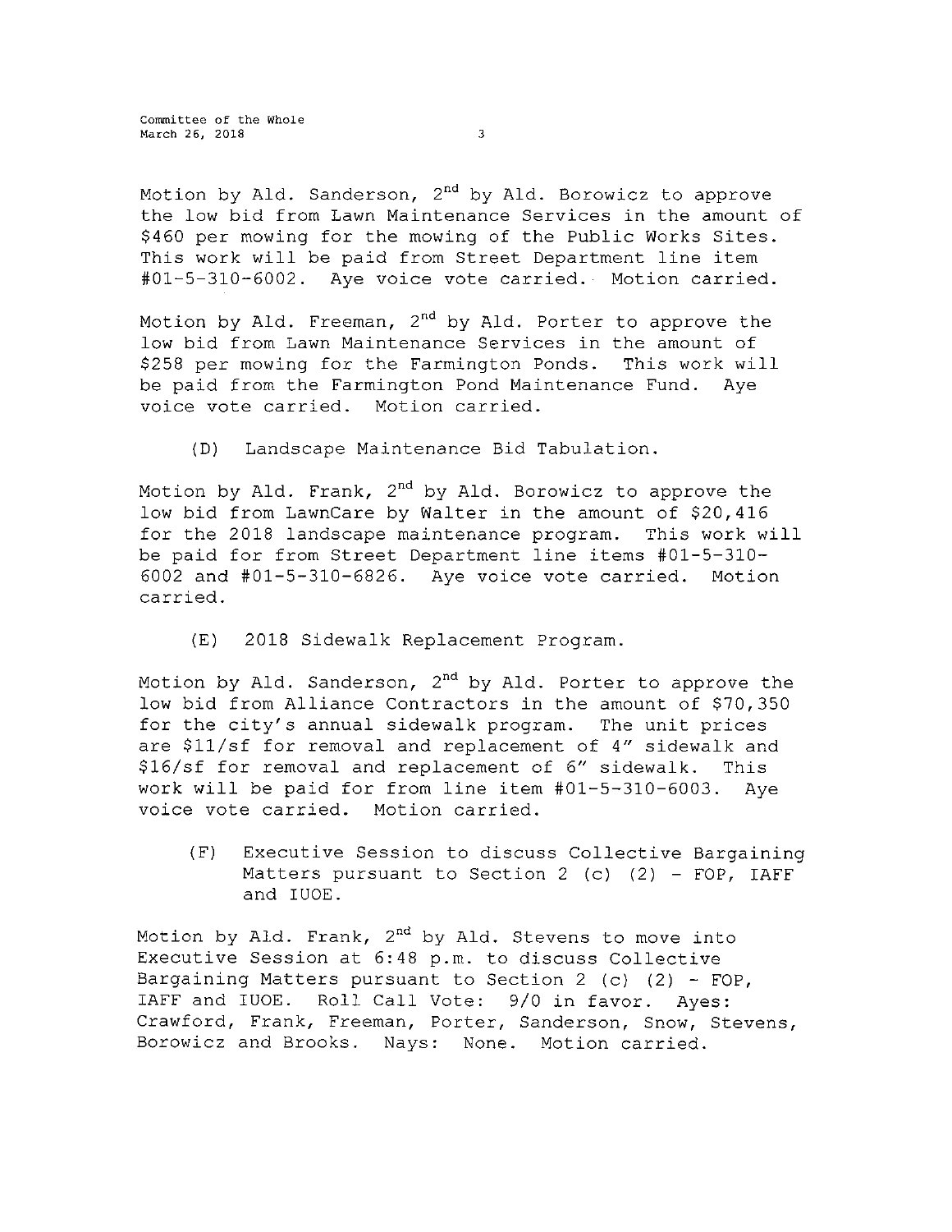Motion by Ald. Sanderson, 2nd by Ald. Borowicz to approve the low bid from Lawn Maintenance Services in the amount of $460 per mowing for the mowing of the Public Works Sites. This work will be paid from Street Department line item #01-5-310-6002. Aye voice vote carried. Motion carried.

Motion by Ald. Freeman, 2nd by Ald. Porter to approve the low bid from Lawn Maintenance Services in the amount of $258 per mowing for the Farmington Ponds. This work will be paid from the Farmington Pond Maintenance Fund. Aye voice vote carried. Motion carried.

(D) Landscape Maintenance Bid Tabulation.

Motion by Ald. Frank, 2nd by Ald. Borowicz to approve the low bid from LawnCare by Walter in the amount of $20,416 for the 2018 landscape maintenance program. This work will be paid for from Street Department line items #01-5-310-6002 and #01-5-310-6826. Aye voice vote carried. Motion carried.

(E) 2018 Sidewalk Replacement Program.

Motion by Ald. Sanderson, 2nd by Ald. Porter to approve the low bid from Alliance Contractors in the amount of $70,350 for the city's annual sidewalk program. The unit prices are $11/sf for removal and replacement of 4" sidewalk and $16/sf for removal and replacement of 6" sidewalk. This work will be paid for from line item #01-5-310-6003. Aye voice vote carried. Motion carried.

(F) Executive Session to discuss Collective Bargaining Matters pursuant to Section 2 (c) (2) - FOP, IAFF and IUOE.

Motion by Ald. Frank, 2nd by Ald. Stevens to move into Executive Session at 6:48 p.m. to discuss Collective Bargaining Matters pursuant to Section 2 (c) (2) - FOP, IAFF and IUOE. Roll Call Vote: 9/0 in favor. Ayes: Crawford, Frank, Freeman, Porter, Sanderson, Snow, Stevens, Borowicz and Brooks. Nays: None. Motion carried.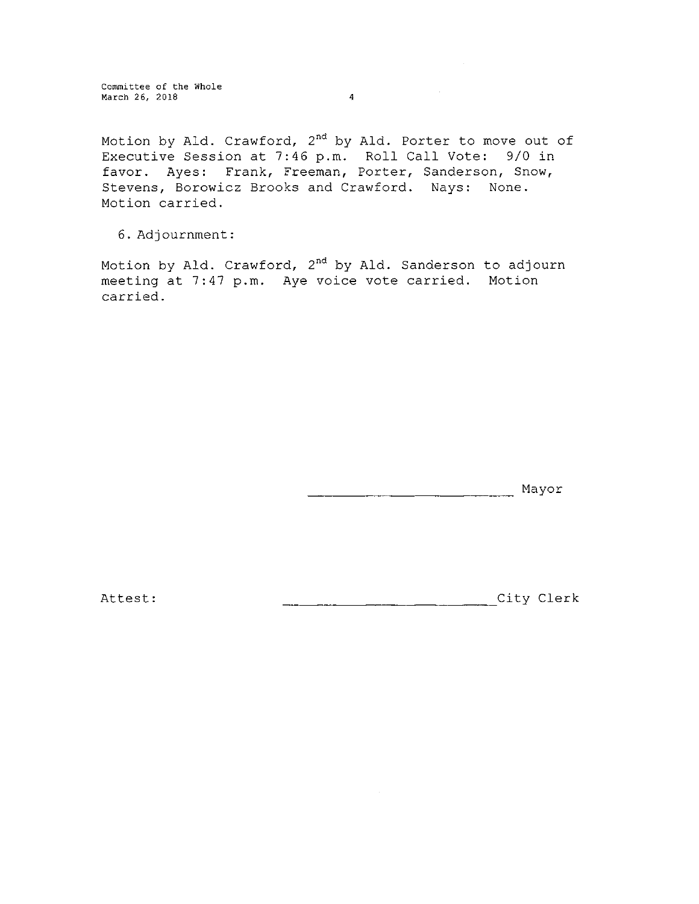Motion by Ald. Crawford, 2nd by Ald. Porter to move out of Executive Session at 7:46 p.m. Roll Call Vote: 9/0 in favor. Ayes: Frank, Freeman, Porter, Sanderson, Snow, Stevens, Borowicz Brooks and Crawford. Nays: None. Motion carried.

6. Adjournment:

Motion by Ald. Crawford, 2nd by Ald. Sanderson to adjourn meeting at 7:47 p.m. Aye voice vote carried. Motion carried.

\_\_\_\_\_\_\_\_\_\_\_\_\_\_\_\_\_\_\_\_\_\_\_\_\_\_ Mayor

Attest: \_\_\_\_\_\_\_\_\_\_\_\_\_\_\_\_\_\_\_\_\_\_\_\_\_\_\_\_City Clerk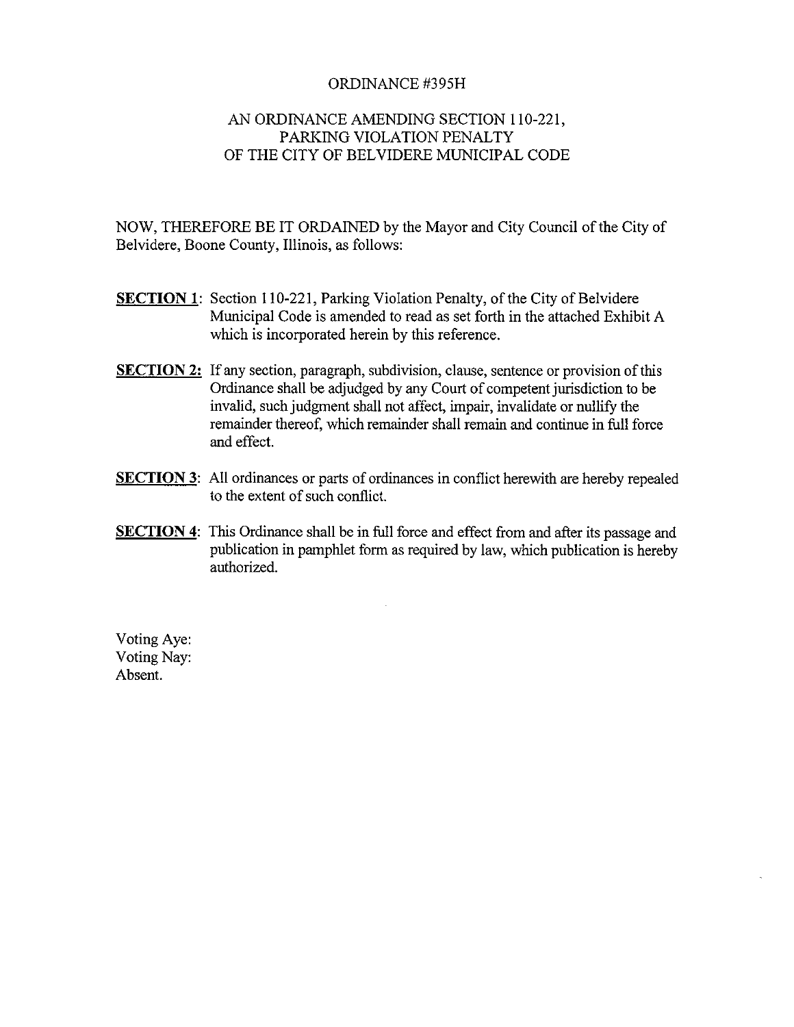ORDINANCE #395H

AN ORDINANCE AMENDING SECTION 110-221, PARKING VIOLATION PENALTY OF THE CITY OF BELVIDERE MUNICIPAL CODE

NOW, THEREFORE BE IT ORDAINED by the Mayor and City Council of the City of Belvidere, Boone County, Illinois, as follows:

**SECTION 1**: Section 110-221, Parking Violation Penalty, of the City of Belvidere Municipal Code is amended to read as set forth in the attached Exhibit A which is incorporated herein by this reference.

**SECTION 2:** If any section, paragraph, subdivision, clause, sentence or provision of this Ordinance shall be adjudged by any Court of competent jurisdiction to be invalid, such judgment shall not affect, impair, invalidate or nullify the remainder thereof, which remainder shall remain and continue in full force and effect.

**SECTION 3**: All ordinances or parts of ordinances in conflict herewith are hereby repealed to the extent of such conflict.

**SECTION 4**: This Ordinance shall be in full force and effect from and after its passage and publication in pamphlet form as required by law, which publication is hereby authorized.

Voting Aye:
Voting Nay:
Absent.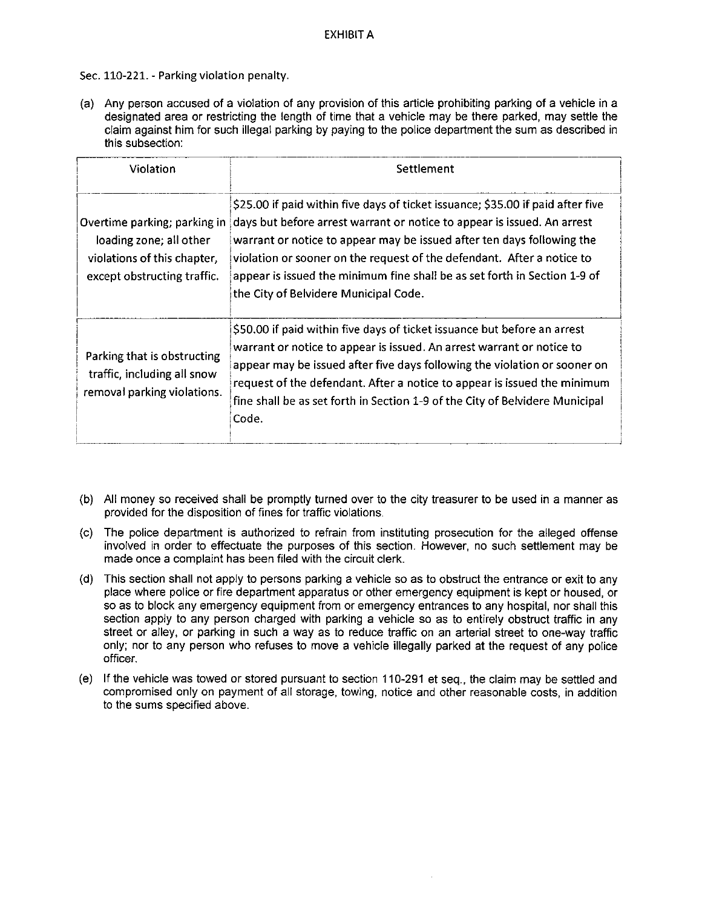# EXHIBIT A

Sec. 110-221. - Parking violation penalty.

(a) Any person accused of a violation of any provision of this article prohibiting parking of a vehicle in a designated area or restricting the length of time that a vehicle may be there parked, may settle the claim against him for such illegal parking by paying to the police department the sum as described in this subsection:

| Violation | Settlement |
|---|---|
| Overtime parking; parking in loading zone; all other violations of this chapter, except obstructing traffic. | $25.00 if paid within five days of ticket issuance; $35.00 if paid after five days but before arrest warrant or notice to appear is issued. An arrest warrant or notice to appear may be issued after ten days following the violation or sooner on the request of the defendant. After a notice to appear is issued the minimum fine shall be as set forth in Section 1-9 of the City of Belvidere Municipal Code. |
| Parking that is obstructing traffic, including all snow removal parking violations. | $50.00 if paid within five days of ticket issuance but before an arrest warrant or notice to appear is issued. An arrest warrant or notice to appear may be issued after five days following the violation or sooner on request of the defendant. After a notice to appear is issued the minimum fine shall be as set forth in Section 1-9 of the City of Belvidere Municipal Code. |

(b) All money so received shall be promptly turned over to the city treasurer to be used in a manner as provided for the disposition of fines for traffic violations.

(c) The police department is authorized to refrain from instituting prosecution for the alleged offense involved in order to effectuate the purposes of this section. However, no such settlement may be made once a complaint has been filed with the circuit clerk.

(d) This section shall not apply to persons parking a vehicle so as to obstruct the entrance or exit to any place where police or fire department apparatus or other emergency equipment is kept or housed, or so as to block any emergency equipment from or emergency entrances to any hospital, nor shall this section apply to any person charged with parking a vehicle so as to entirely obstruct traffic in any street or alley, or parking in such a way as to reduce traffic on an arterial street to one-way traffic only; nor to any person who refuses to move a vehicle illegally parked at the request of any police officer.

(e) If the vehicle was towed or stored pursuant to section 110-291 et seq., the claim may be settled and compromised only on payment of all storage, towing, notice and other reasonable costs, in addition to the sums specified above.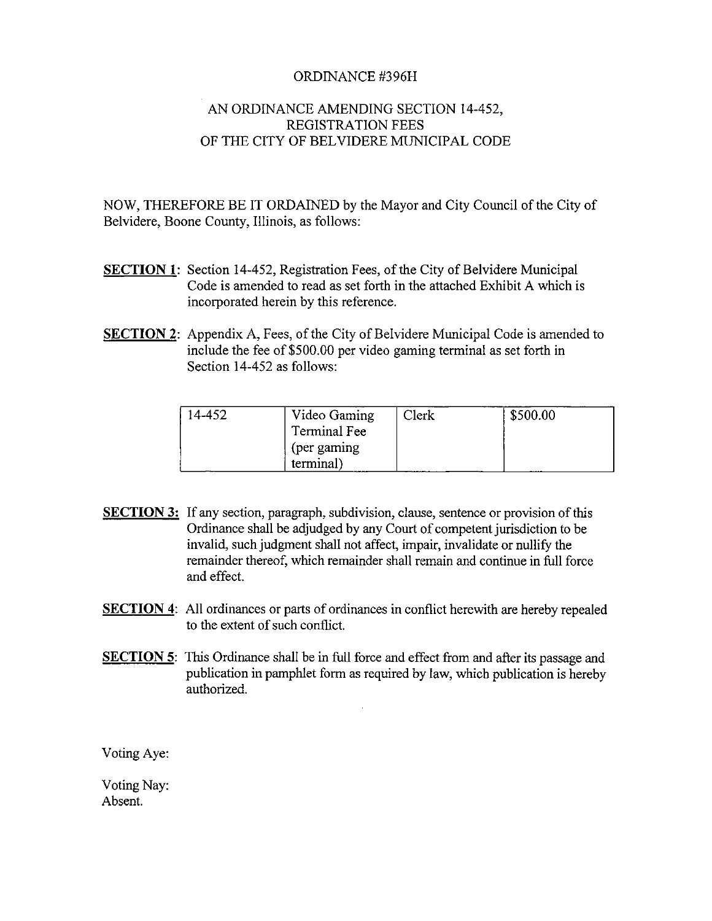# ORDINANCE #396H

## AN ORDINANCE AMENDING SECTION 14-452, REGISTRATION FEES OF THE CITY OF BELVIDERE MUNICIPAL CODE

NOW, THEREFORE BE IT ORDAINED by the Mayor and City Council of the City of Belvidere, Boone County, Illinois, as follows:

**SECTION 1**: Section 14-452, Registration Fees, of the City of Belvidere Municipal Code is amended to read as set forth in the attached Exhibit A which is incorporated herein by this reference.

**SECTION 2**: Appendix A, Fees, of the City of Belvidere Municipal Code is amended to include the fee of $500.00 per video gaming terminal as set forth in Section 14-452 as follows:

| 14-452 | Video Gaming Terminal Fee (per gaming terminal) | Clerk | $500.00 |
|---|---|---|---|

**SECTION 3:** If any section, paragraph, subdivision, clause, sentence or provision of this Ordinance shall be adjudged by any Court of competent jurisdiction to be invalid, such judgment shall not affect, impair, invalidate or nullify the remainder thereof, which remainder shall remain and continue in full force and effect.

**SECTION 4**: All ordinances or parts of ordinances in conflict herewith are hereby repealed to the extent of such conflict.

**SECTION 5**: This Ordinance shall be in full force and effect from and after its passage and publication in pamphlet form as required by law, which publication is hereby authorized.

Voting Aye:

Voting Nay:
Absent.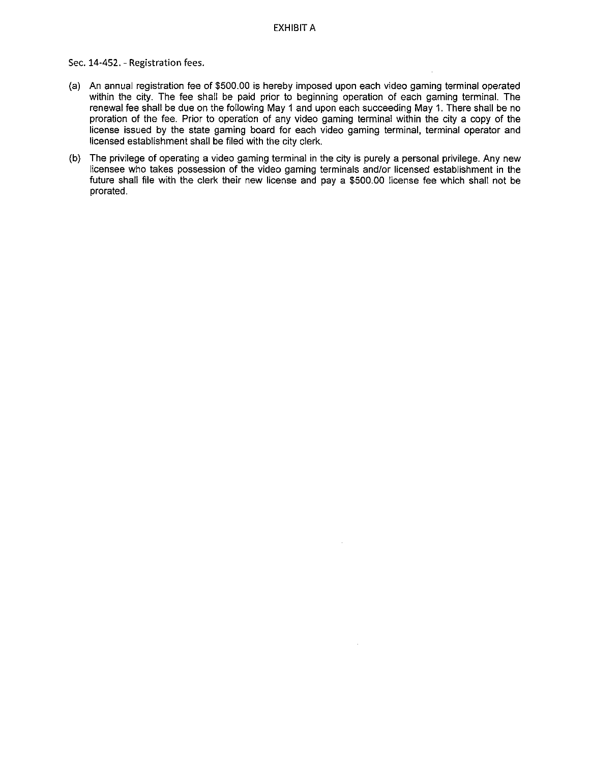# EXHIBIT A

Sec. 14-452. - Registration fees.

(a) An annual registration fee of $500.00 is hereby imposed upon each video gaming terminal operated within the city. The fee shall be paid prior to beginning operation of each gaming terminal. The renewal fee shall be due on the following May 1 and upon each succeeding May 1. There shall be no proration of the fee. Prior to operation of any video gaming terminal within the city a copy of the license issued by the state gaming board for each video gaming terminal, terminal operator and licensed establishment shall be filed with the city clerk.

(b) The privilege of operating a video gaming terminal in the city is purely a personal privilege. Any new licensee who takes possession of the video gaming terminals and/or licensed establishment in the future shall file with the clerk their new license and pay a $500.00 license fee which shall not be prorated.